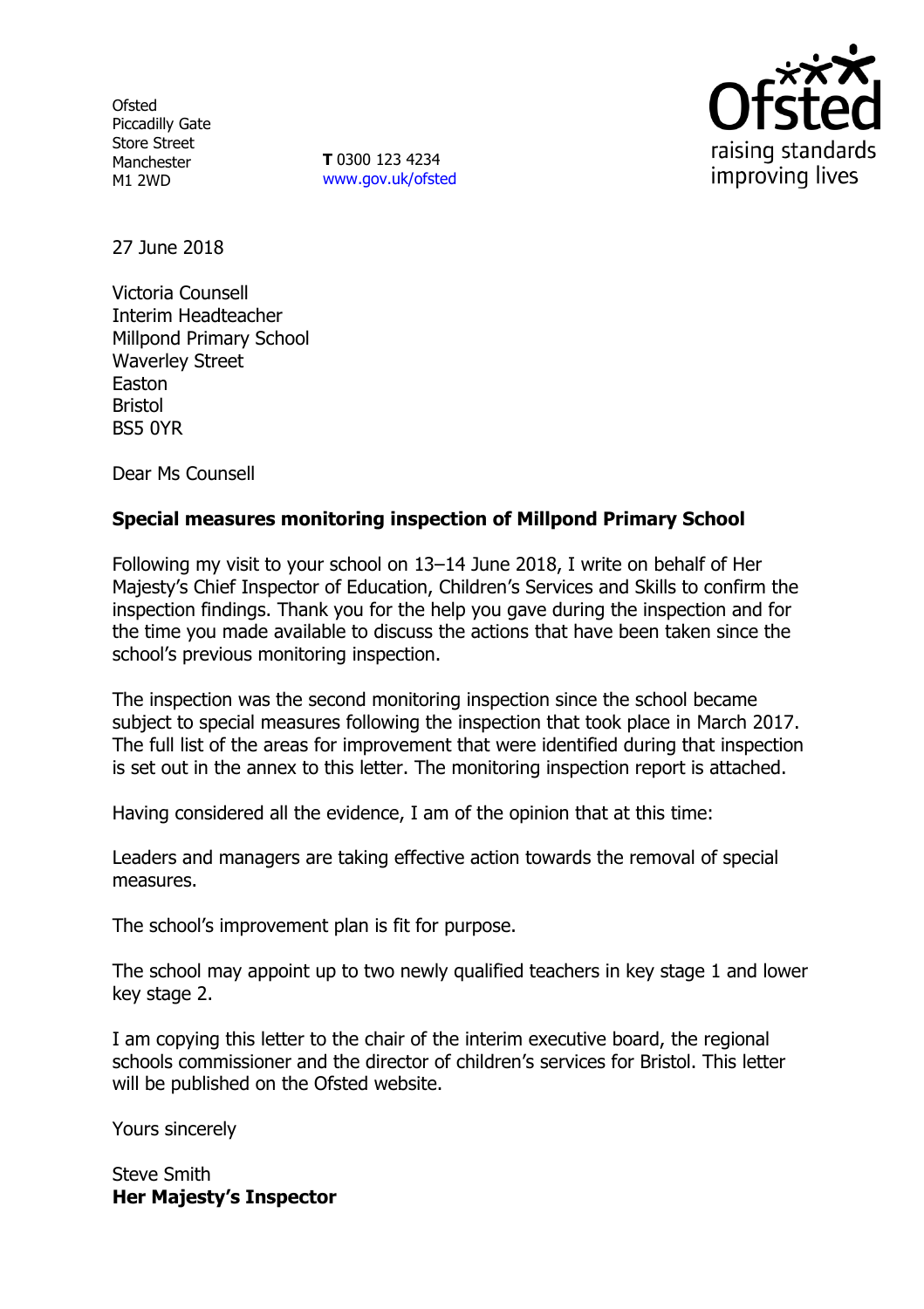Ofsted
Piccadilly Gate
Store Street
Manchester
M1 2WD

**T** 0300 123 4234
www.gov.uk/ofsted

27 June 2018

Victoria Counsell
Interim Headteacher
Millpond Primary School
Waverley Street
Easton
Bristol
BS5 0YR

Dear Ms Counsell

**Special measures monitoring inspection of Millpond Primary School**

Following my visit to your school on 13–14 June 2018, I write on behalf of Her Majesty's Chief Inspector of Education, Children's Services and Skills to confirm the inspection findings. Thank you for the help you gave during the inspection and for the time you made available to discuss the actions that have been taken since the school's previous monitoring inspection.

The inspection was the second monitoring inspection since the school became subject to special measures following the inspection that took place in March 2017. The full list of the areas for improvement that were identified during that inspection is set out in the annex to this letter. The monitoring inspection report is attached.

Having considered all the evidence, I am of the opinion that at this time:

Leaders and managers are taking effective action towards the removal of special measures.

The school's improvement plan is fit for purpose.

The school may appoint up to two newly qualified teachers in key stage 1 and lower key stage 2.

I am copying this letter to the chair of the interim executive board, the regional schools commissioner and the director of children's services for Bristol. This letter will be published on the Ofsted website.

Yours sincerely

Steve Smith
**Her Majesty's Inspector**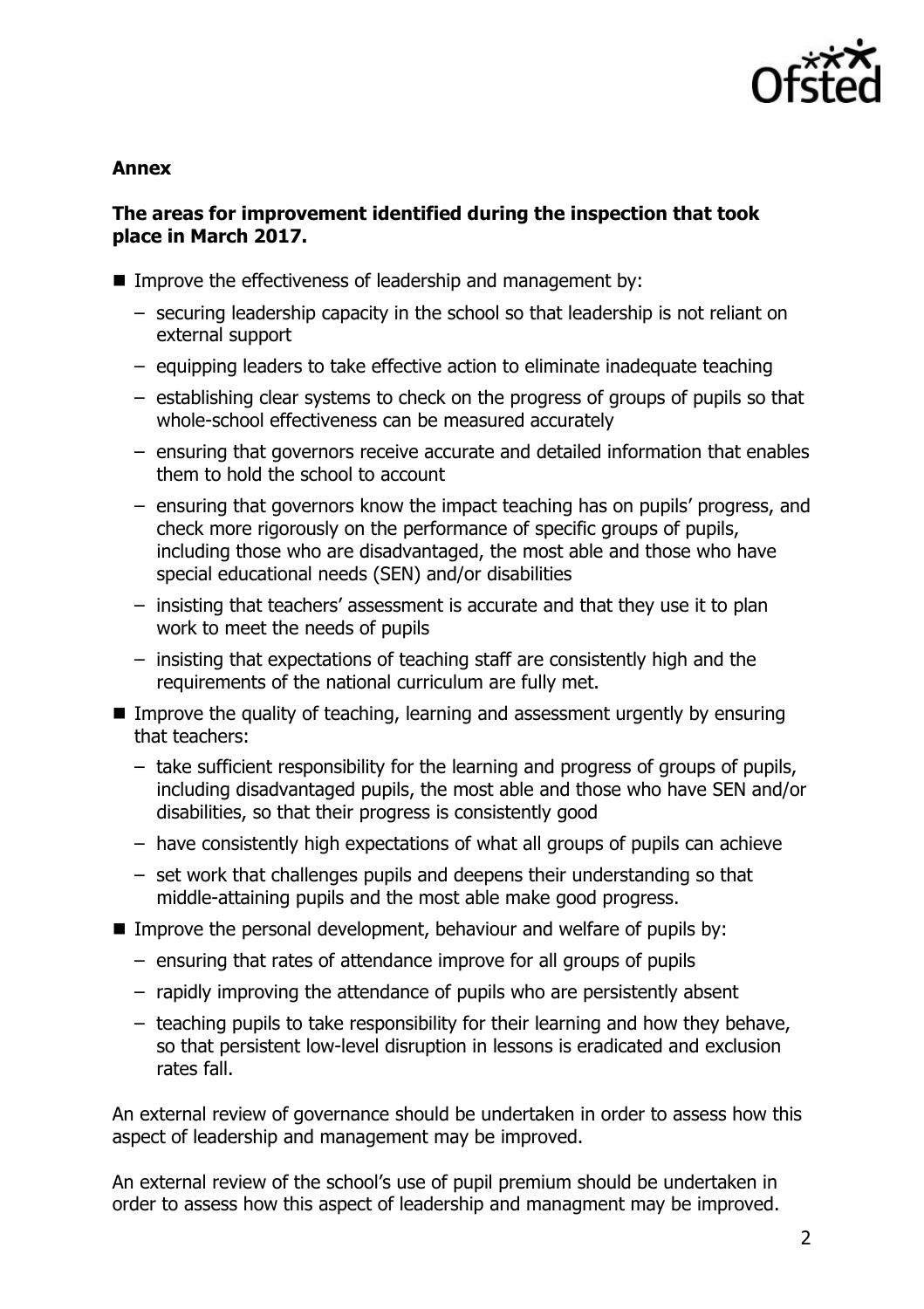**Annex**

**The areas for improvement identified during the inspection that took place in March 2017.**

- Improve the effectiveness of leadership and management by:
  - securing leadership capacity in the school so that leadership is not reliant on external support
  - equipping leaders to take effective action to eliminate inadequate teaching
  - establishing clear systems to check on the progress of groups of pupils so that whole-school effectiveness can be measured accurately
  - ensuring that governors receive accurate and detailed information that enables them to hold the school to account
  - ensuring that governors know the impact teaching has on pupils' progress, and check more rigorously on the performance of specific groups of pupils, including those who are disadvantaged, the most able and those who have special educational needs (SEN) and/or disabilities
  - insisting that teachers' assessment is accurate and that they use it to plan work to meet the needs of pupils
  - insisting that expectations of teaching staff are consistently high and the requirements of the national curriculum are fully met.
- Improve the quality of teaching, learning and assessment urgently by ensuring that teachers:
  - take sufficient responsibility for the learning and progress of groups of pupils, including disadvantaged pupils, the most able and those who have SEN and/or disabilities, so that their progress is consistently good
  - have consistently high expectations of what all groups of pupils can achieve
  - set work that challenges pupils and deepens their understanding so that middle-attaining pupils and the most able make good progress.
- Improve the personal development, behaviour and welfare of pupils by:
  - ensuring that rates of attendance improve for all groups of pupils
  - rapidly improving the attendance of pupils who are persistently absent
  - teaching pupils to take responsibility for their learning and how they behave, so that persistent low-level disruption in lessons is eradicated and exclusion rates fall.

An external review of governance should be undertaken in order to assess how this aspect of leadership and management may be improved.

An external review of the school's use of pupil premium should be undertaken in order to assess how this aspect of leadership and managment may be improved.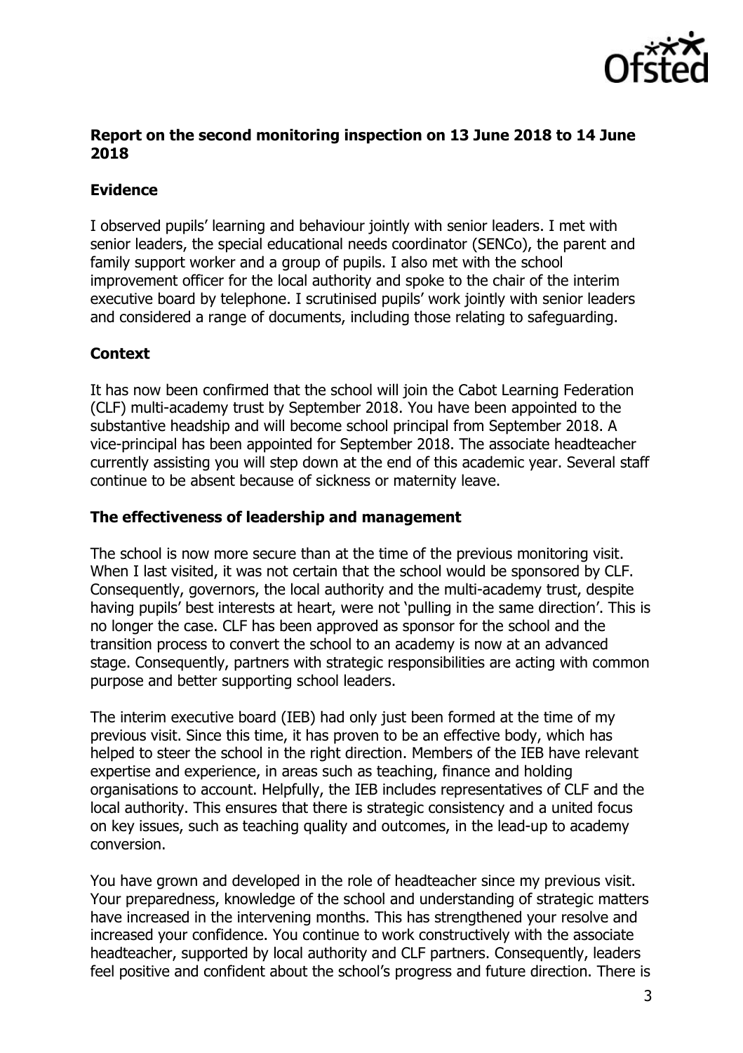**Report on the second monitoring inspection on 13 June 2018 to 14 June 2018**

**Evidence**

I observed pupils' learning and behaviour jointly with senior leaders. I met with senior leaders, the special educational needs coordinator (SENCo), the parent and family support worker and a group of pupils. I also met with the school improvement officer for the local authority and spoke to the chair of the interim executive board by telephone. I scrutinised pupils' work jointly with senior leaders and considered a range of documents, including those relating to safeguarding.

**Context**

It has now been confirmed that the school will join the Cabot Learning Federation (CLF) multi-academy trust by September 2018. You have been appointed to the substantive headship and will become school principal from September 2018. A vice-principal has been appointed for September 2018. The associate headteacher currently assisting you will step down at the end of this academic year. Several staff continue to be absent because of sickness or maternity leave.

**The effectiveness of leadership and management**

The school is now more secure than at the time of the previous monitoring visit. When I last visited, it was not certain that the school would be sponsored by CLF. Consequently, governors, the local authority and the multi-academy trust, despite having pupils' best interests at heart, were not 'pulling in the same direction'. This is no longer the case. CLF has been approved as sponsor for the school and the transition process to convert the school to an academy is now at an advanced stage. Consequently, partners with strategic responsibilities are acting with common purpose and better supporting school leaders.

The interim executive board (IEB) had only just been formed at the time of my previous visit. Since this time, it has proven to be an effective body, which has helped to steer the school in the right direction. Members of the IEB have relevant expertise and experience, in areas such as teaching, finance and holding organisations to account. Helpfully, the IEB includes representatives of CLF and the local authority. This ensures that there is strategic consistency and a united focus on key issues, such as teaching quality and outcomes, in the lead-up to academy conversion.

You have grown and developed in the role of headteacher since my previous visit. Your preparedness, knowledge of the school and understanding of strategic matters have increased in the intervening months. This has strengthened your resolve and increased your confidence. You continue to work constructively with the associate headteacher, supported by local authority and CLF partners. Consequently, leaders feel positive and confident about the school's progress and future direction. There is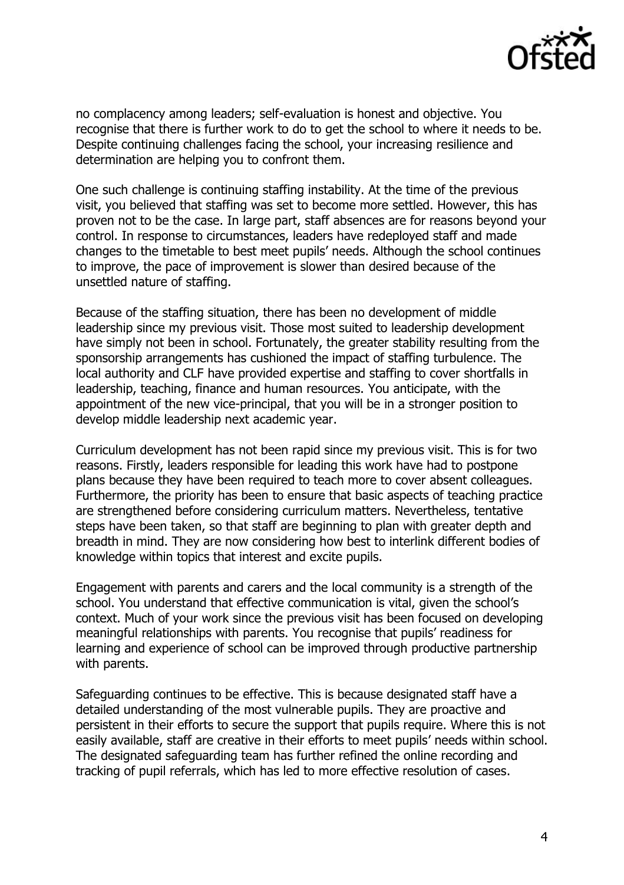no complacency among leaders; self-evaluation is honest and objective. You recognise that there is further work to do to get the school to where it needs to be. Despite continuing challenges facing the school, your increasing resilience and determination are helping you to confront them.

One such challenge is continuing staffing instability. At the time of the previous visit, you believed that staffing was set to become more settled. However, this has proven not to be the case. In large part, staff absences are for reasons beyond your control. In response to circumstances, leaders have redeployed staff and made changes to the timetable to best meet pupils' needs. Although the school continues to improve, the pace of improvement is slower than desired because of the unsettled nature of staffing.

Because of the staffing situation, there has been no development of middle leadership since my previous visit. Those most suited to leadership development have simply not been in school. Fortunately, the greater stability resulting from the sponsorship arrangements has cushioned the impact of staffing turbulence. The local authority and CLF have provided expertise and staffing to cover shortfalls in leadership, teaching, finance and human resources. You anticipate, with the appointment of the new vice-principal, that you will be in a stronger position to develop middle leadership next academic year.

Curriculum development has not been rapid since my previous visit. This is for two reasons. Firstly, leaders responsible for leading this work have had to postpone plans because they have been required to teach more to cover absent colleagues. Furthermore, the priority has been to ensure that basic aspects of teaching practice are strengthened before considering curriculum matters. Nevertheless, tentative steps have been taken, so that staff are beginning to plan with greater depth and breadth in mind. They are now considering how best to interlink different bodies of knowledge within topics that interest and excite pupils.

Engagement with parents and carers and the local community is a strength of the school. You understand that effective communication is vital, given the school's context. Much of your work since the previous visit has been focused on developing meaningful relationships with parents. You recognise that pupils' readiness for learning and experience of school can be improved through productive partnership with parents.

Safeguarding continues to be effective. This is because designated staff have a detailed understanding of the most vulnerable pupils. They are proactive and persistent in their efforts to secure the support that pupils require. Where this is not easily available, staff are creative in their efforts to meet pupils' needs within school. The designated safeguarding team has further refined the online recording and tracking of pupil referrals, which has led to more effective resolution of cases.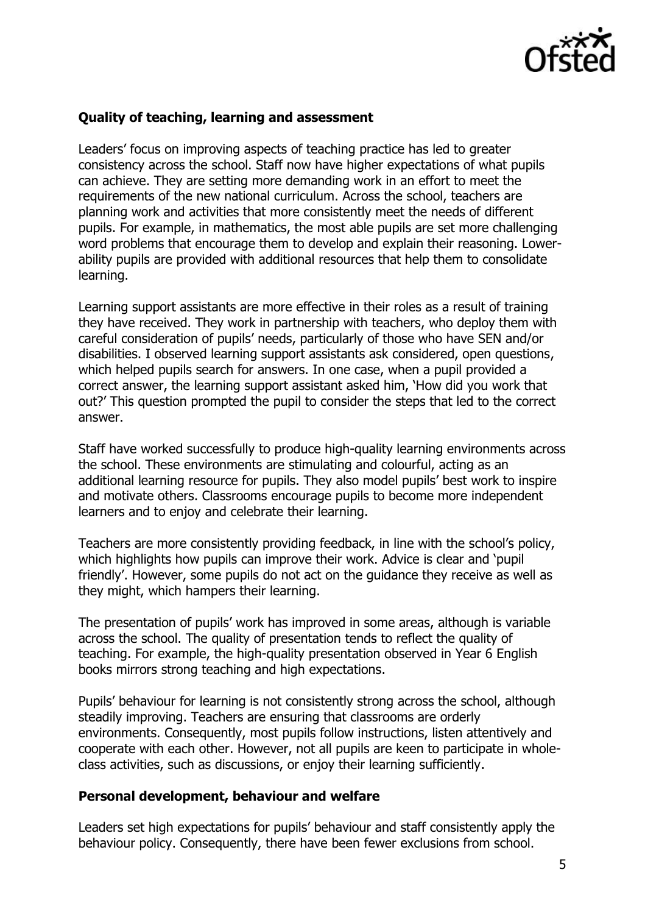**Quality of teaching, learning and assessment**

Leaders' focus on improving aspects of teaching practice has led to greater consistency across the school. Staff now have higher expectations of what pupils can achieve. They are setting more demanding work in an effort to meet the requirements of the new national curriculum. Across the school, teachers are planning work and activities that more consistently meet the needs of different pupils. For example, in mathematics, the most able pupils are set more challenging word problems that encourage them to develop and explain their reasoning. Lower-ability pupils are provided with additional resources that help them to consolidate learning.

Learning support assistants are more effective in their roles as a result of training they have received. They work in partnership with teachers, who deploy them with careful consideration of pupils' needs, particularly of those who have SEN and/or disabilities. I observed learning support assistants ask considered, open questions, which helped pupils search for answers. In one case, when a pupil provided a correct answer, the learning support assistant asked him, 'How did you work that out?' This question prompted the pupil to consider the steps that led to the correct answer.

Staff have worked successfully to produce high-quality learning environments across the school. These environments are stimulating and colourful, acting as an additional learning resource for pupils. They also model pupils' best work to inspire and motivate others. Classrooms encourage pupils to become more independent learners and to enjoy and celebrate their learning.

Teachers are more consistently providing feedback, in line with the school's policy, which highlights how pupils can improve their work. Advice is clear and 'pupil friendly'. However, some pupils do not act on the guidance they receive as well as they might, which hampers their learning.

The presentation of pupils' work has improved in some areas, although is variable across the school. The quality of presentation tends to reflect the quality of teaching. For example, the high-quality presentation observed in Year 6 English books mirrors strong teaching and high expectations.

Pupils' behaviour for learning is not consistently strong across the school, although steadily improving. Teachers are ensuring that classrooms are orderly environments. Consequently, most pupils follow instructions, listen attentively and cooperate with each other. However, not all pupils are keen to participate in whole-class activities, such as discussions, or enjoy their learning sufficiently.

**Personal development, behaviour and welfare**

Leaders set high expectations for pupils' behaviour and staff consistently apply the behaviour policy. Consequently, there have been fewer exclusions from school.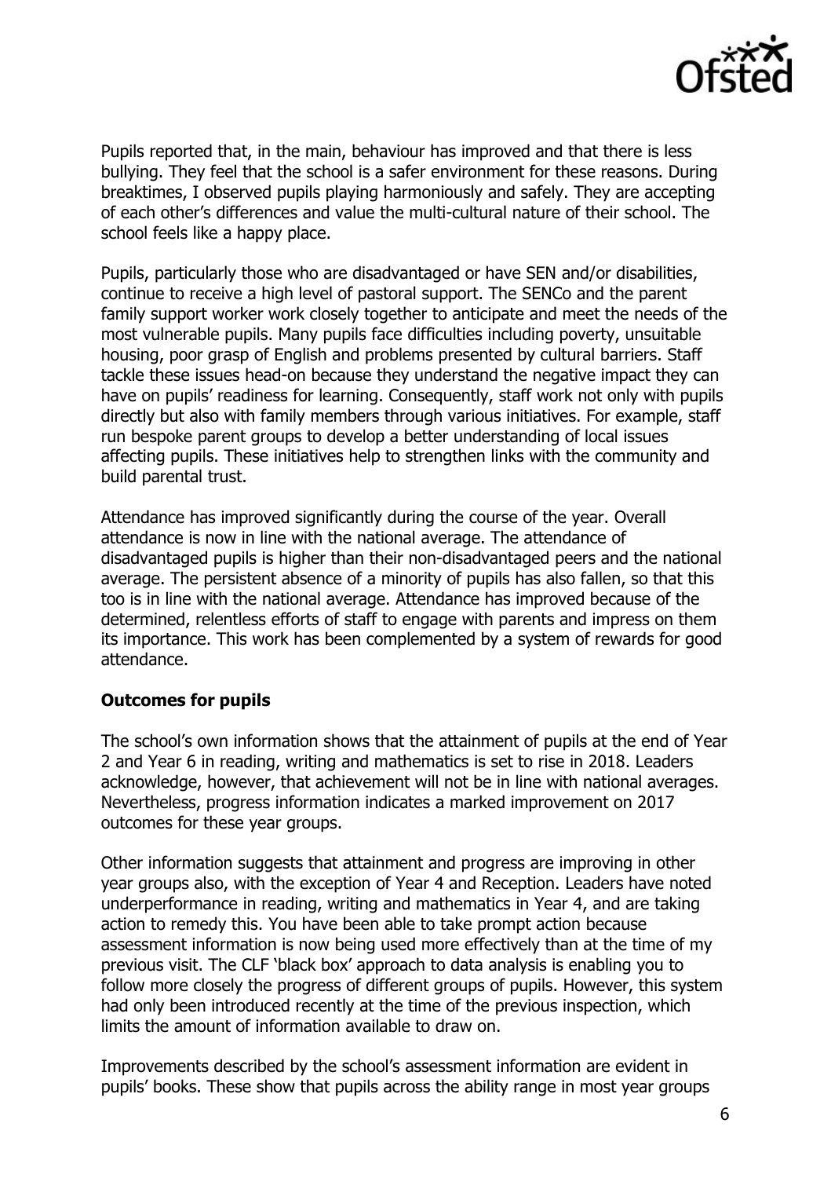Pupils reported that, in the main, behaviour has improved and that there is less bullying. They feel that the school is a safer environment for these reasons. During breaktimes, I observed pupils playing harmoniously and safely. They are accepting of each other's differences and value the multi-cultural nature of their school. The school feels like a happy place.

Pupils, particularly those who are disadvantaged or have SEN and/or disabilities, continue to receive a high level of pastoral support. The SENCo and the parent family support worker work closely together to anticipate and meet the needs of the most vulnerable pupils. Many pupils face difficulties including poverty, unsuitable housing, poor grasp of English and problems presented by cultural barriers. Staff tackle these issues head-on because they understand the negative impact they can have on pupils' readiness for learning. Consequently, staff work not only with pupils directly but also with family members through various initiatives. For example, staff run bespoke parent groups to develop a better understanding of local issues affecting pupils. These initiatives help to strengthen links with the community and build parental trust.

Attendance has improved significantly during the course of the year. Overall attendance is now in line with the national average. The attendance of disadvantaged pupils is higher than their non-disadvantaged peers and the national average. The persistent absence of a minority of pupils has also fallen, so that this too is in line with the national average. Attendance has improved because of the determined, relentless efforts of staff to engage with parents and impress on them its importance. This work has been complemented by a system of rewards for good attendance.

**Outcomes for pupils**

The school's own information shows that the attainment of pupils at the end of Year 2 and Year 6 in reading, writing and mathematics is set to rise in 2018. Leaders acknowledge, however, that achievement will not be in line with national averages. Nevertheless, progress information indicates a marked improvement on 2017 outcomes for these year groups.

Other information suggests that attainment and progress are improving in other year groups also, with the exception of Year 4 and Reception. Leaders have noted underperformance in reading, writing and mathematics in Year 4, and are taking action to remedy this. You have been able to take prompt action because assessment information is now being used more effectively than at the time of my previous visit. The CLF 'black box' approach to data analysis is enabling you to follow more closely the progress of different groups of pupils. However, this system had only been introduced recently at the time of the previous inspection, which limits the amount of information available to draw on.

Improvements described by the school's assessment information are evident in pupils' books. These show that pupils across the ability range in most year groups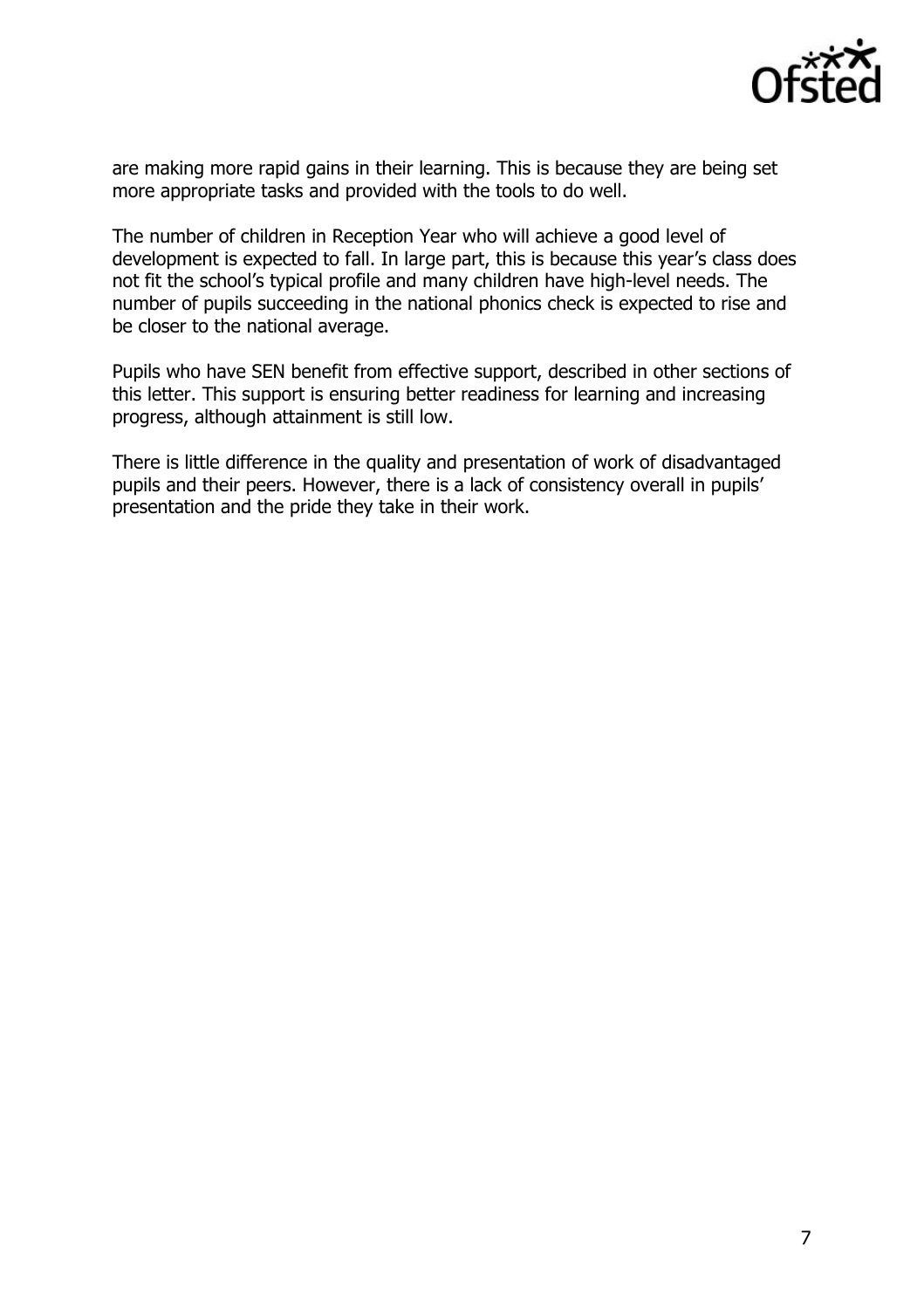are making more rapid gains in their learning. This is because they are being set more appropriate tasks and provided with the tools to do well.

The number of children in Reception Year who will achieve a good level of development is expected to fall. In large part, this is because this year's class does not fit the school's typical profile and many children have high-level needs. The number of pupils succeeding in the national phonics check is expected to rise and be closer to the national average.

Pupils who have SEN benefit from effective support, described in other sections of this letter. This support is ensuring better readiness for learning and increasing progress, although attainment is still low.

There is little difference in the quality and presentation of work of disadvantaged pupils and their peers. However, there is a lack of consistency overall in pupils' presentation and the pride they take in their work.